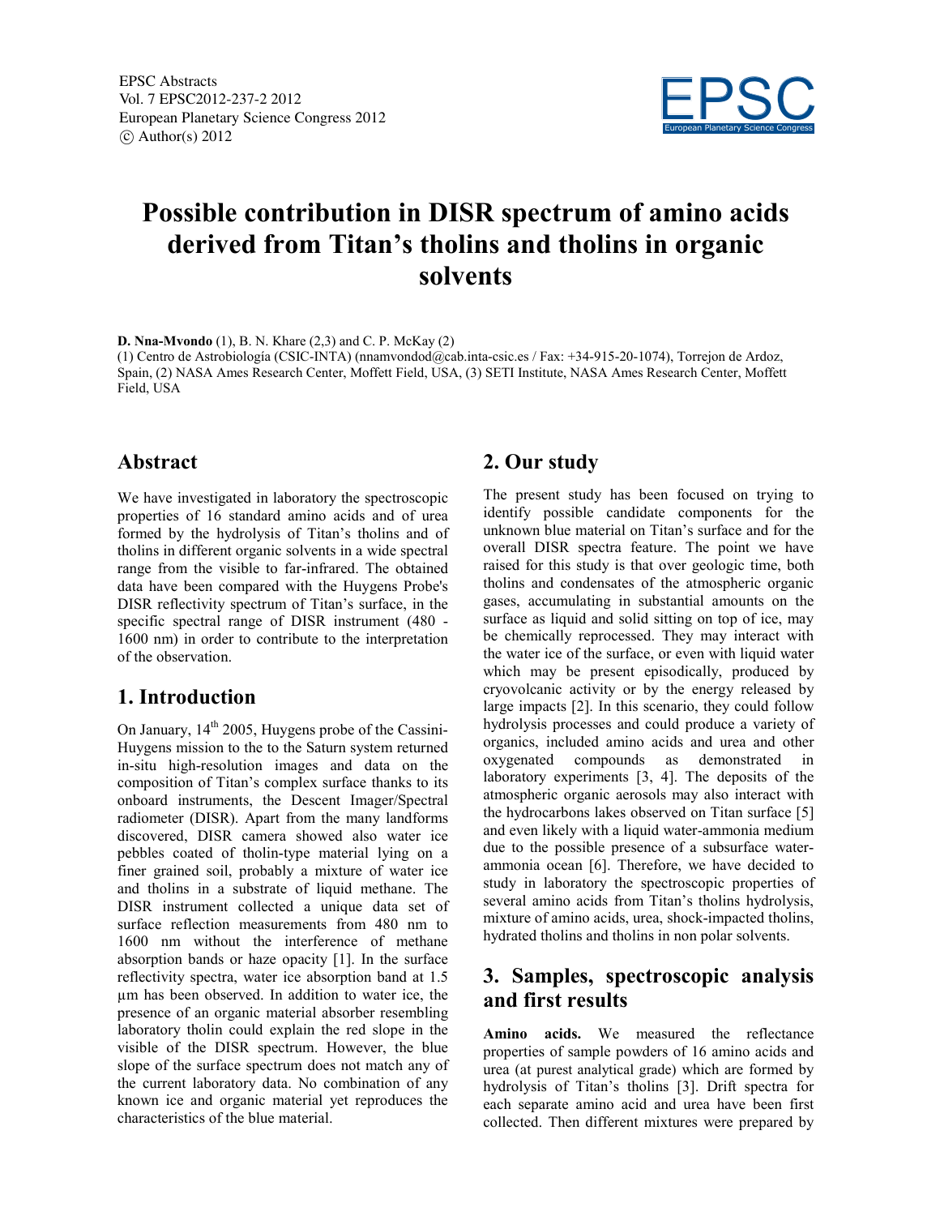# Possible contribution in DISR spectrum of amino acids derived from Titan's tholins and tholins in organic solvents

**D. Nna-Mvondo** (1), B. N. Khare (2,3) and C. P. McKay (2)

(1) Centro de Astrobiología (CSIC-INTA) (nnamvondod@cab.inta-csic.es / Fax: +34-915-20-1074), Torrejon de Ardoz, Spain, (2) NASA Ames Research Center, Moffett Field, USA, (3) SETI Institute, NASA Ames Research Center, Moffett Field, USA

## Abstract

We have investigated in laboratory the spectroscopic properties of 16 standard amino acids and of urea formed by the hydrolysis of Titan's tholins and of tholins in different organic solvents in a wide spectral range from the visible to far-infrared. The obtained data have been compared with the Huygens Probe's DISR reflectivity spectrum of Titan's surface, in the specific spectral range of DISR instrument (480 - 1600 nm) in order to contribute to the interpretation of the observation.

## 1. Introduction

On January, 14th 2005, Huygens probe of the Cassini-Huygens mission to the to the Saturn system returned in-situ high-resolution images and data on the composition of Titan's complex surface thanks to its onboard instruments, the Descent Imager/Spectral radiometer (DISR). Apart from the many landforms discovered, DISR camera showed also water ice pebbles coated of tholin-type material lying on a finer grained soil, probably a mixture of water ice and tholins in a substrate of liquid methane. The DISR instrument collected a unique data set of surface reflection measurements from 480 nm to 1600 nm without the interference of methane absorption bands or haze opacity [1]. In the surface reflectivity spectra, water ice absorption band at 1.5 µm has been observed. In addition to water ice, the presence of an organic material absorber resembling laboratory tholin could explain the red slope in the visible of the DISR spectrum. However, the blue slope of the surface spectrum does not match any of the current laboratory data. No combination of any known ice and organic material yet reproduces the characteristics of the blue material.

## 2. Our study

The present study has been focused on trying to identify possible candidate components for the unknown blue material on Titan's surface and for the overall DISR spectra feature. The point we have raised for this study is that over geologic time, both tholins and condensates of the atmospheric organic gases, accumulating in substantial amounts on the surface as liquid and solid sitting on top of ice, may be chemically reprocessed. They may interact with the water ice of the surface, or even with liquid water which may be present episodically, produced by cryovolcanic activity or by the energy released by large impacts [2]. In this scenario, they could follow hydrolysis processes and could produce a variety of organics, included amino acids and urea and other oxygenated compounds as demonstrated in laboratory experiments [3, 4]. The deposits of the atmospheric organic aerosols may also interact with the hydrocarbons lakes observed on Titan surface [5] and even likely with a liquid water-ammonia medium due to the possible presence of a subsurface water-ammonia ocean [6]. Therefore, we have decided to study in laboratory the spectroscopic properties of several amino acids from Titan's tholins hydrolysis, mixture of amino acids, urea, shock-impacted tholins, hydrated tholins and tholins in non polar solvents.

## 3. Samples, spectroscopic analysis and first results

**Amino acids.** We measured the reflectance properties of sample powders of 16 amino acids and urea (at purest analytical grade) which are formed by hydrolysis of Titan's tholins [3]. Drift spectra for each separate amino acid and urea have been first collected. Then different mixtures were prepared by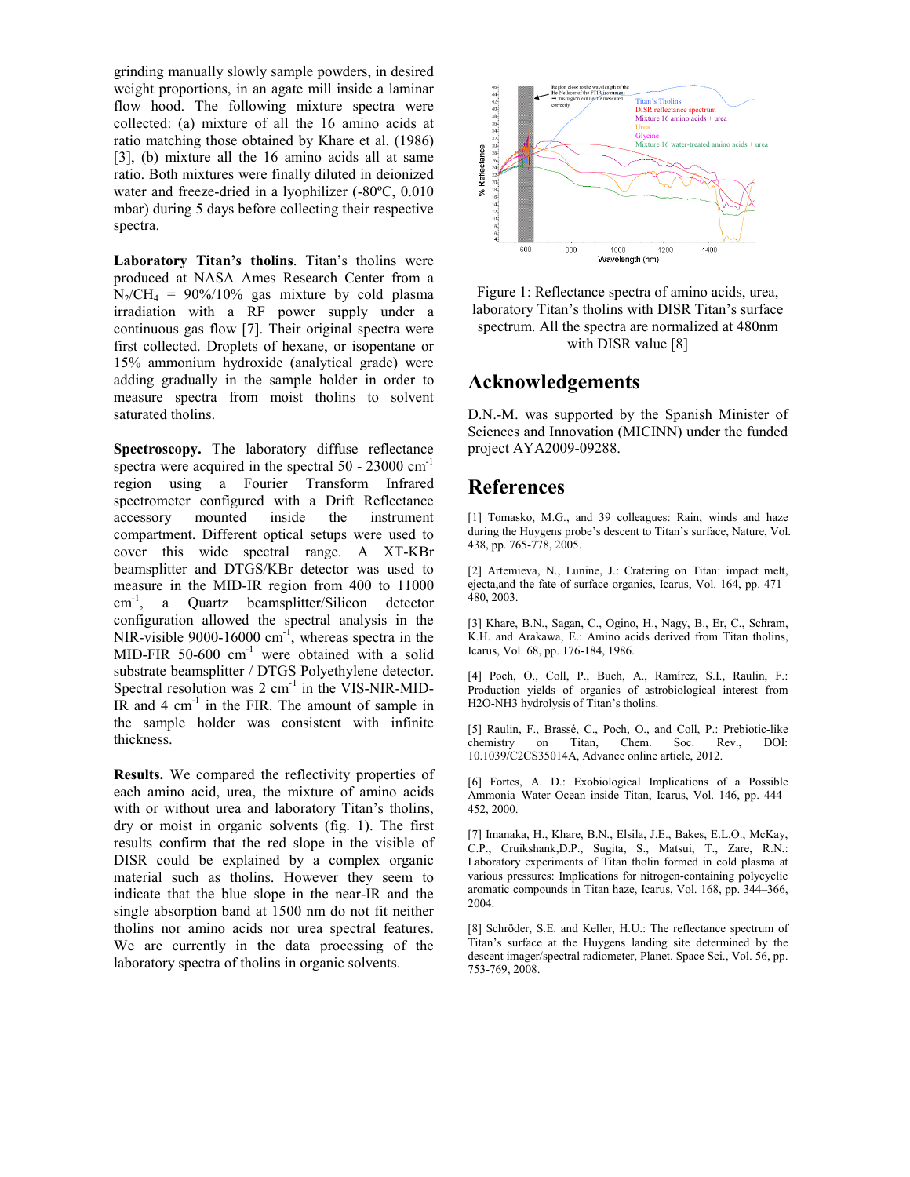grinding manually slowly sample powders, in desired weight proportions, in an agate mill inside a laminar flow hood. The following mixture spectra were collected: (a) mixture of all the 16 amino acids at ratio matching those obtained by Khare et al. (1986) [3], (b) mixture all the 16 amino acids all at same ratio. Both mixtures were finally diluted in deionized water and freeze-dried in a lyophilizer (-80ºC, 0.010 mbar) during 5 days before collecting their respective spectra.

**Laboratory Titan's tholins**. Titan's tholins were produced at NASA Ames Research Center from a $N_2/CH_4$ = 90%/10% gas mixture by cold plasma irradiation with a RF power supply under a continuous gas flow [7]. Their original spectra were first collected. Droplets of hexane, or isopentane or 15% ammonium hydroxide (analytical grade) were adding gradually in the sample holder in order to measure spectra from moist tholins to solvent saturated tholins.

**Spectroscopy.** The laboratory diffuse reflectance spectra were acquired in the spectral 50 - 23000 $cm^{-1}$ region using a Fourier Transform Infrared spectrometer configured with a Drift Reflectance accessory mounted inside the instrument compartment. Different optical setups were used to cover this wide spectral range. A XT-KBr beamsplitter and DTGS/KBr detector was used to measure in the MID-IR region from 400 to 11000 $cm^{-1}$, a Quartz beamsplitter/Silicon detector configuration allowed the spectral analysis in the NIR-visible 9000-16000 $cm^{-1}$, whereas spectra in the MID-FIR 50-600 $cm^{-1}$ were obtained with a solid substrate beamsplitter / DTGS Polyethylene detector. Spectral resolution was 2 $cm^{-1}$ in the VIS-NIR-MID-IR and 4 $cm^{-1}$ in the FIR. The amount of sample in the sample holder was consistent with infinite thickness.

**Results.** We compared the reflectivity properties of each amino acid, urea, the mixture of amino acids with or without urea and laboratory Titan's tholins, dry or moist in organic solvents (fig. 1). The first results confirm that the red slope in the visible of DISR could be explained by a complex organic material such as tholins. However they seem to indicate that the blue slope in the near-IR and the single absorption band at 1500 nm do not fit neither tholins nor amino acids nor urea spectral features. We are currently in the data processing of the laboratory spectra of tholins in organic solvents.

Region close to the wavelength of the He-Ne laser of the FTIR instrument
→ this region can not be measured correctly

Titan's Tholins
DISR reflectance spectrum
Mixture 16 amino acids + urea
Urea
Glycine
Mixture 16 water-treated amino acids + urea

% Reflectance

Wavelength (nm)

600 800 1000 1200 1400

Figure 1: Reflectance spectra of amino acids, urea, laboratory Titan's tholins with DISR Titan's surface spectrum. All the spectra are normalized at 480nm with DISR value [8]

## Acknowledgements

D.N.-M. was supported by the Spanish Minister of Sciences and Innovation (MICINN) under the funded project AYA2009-09288.

## References

[1] Tomasko, M.G., and 39 colleagues: Rain, winds and haze during the Huygens probe's descent to Titan's surface, Nature, Vol. 438, pp. 765-778, 2005.

[2] Artemieva, N., Lunine, J.: Cratering on Titan: impact melt, ejecta,and the fate of surface organics, Icarus, Vol. 164, pp. 471–480, 2003.

[3] Khare, B.N., Sagan, C., Ogino, H., Nagy, B., Er, C., Schram, K.H. and Arakawa, E.: Amino acids derived from Titan tholins, Icarus, Vol. 68, pp. 176-184, 1986.

[4] Poch, O., Coll, P., Buch, A., Ramírez, S.I., Raulin, F.: Production yields of organics of astrobiological interest from H2O-NH3 hydrolysis of Titan's tholins.

[5] Raulin, F., Brassé, C., Poch, O., and Coll, P.: Prebiotic-like chemistry on Titan, Chem. Soc. Rev., DOI: 10.1039/C2CS35014A, Advance online article, 2012.

[6] Fortes, A. D.: Exobiological Implications of a Possible Ammonia–Water Ocean inside Titan, Icarus, Vol. 146, pp. 444–452, 2000.

[7] Imanaka, H., Khare, B.N., Elsila, J.E., Bakes, E.L.O., McKay, C.P., Cruikshank,D.P., Sugita, S., Matsui, T., Zare, R.N.: Laboratory experiments of Titan tholin formed in cold plasma at various pressures: Implications for nitrogen-containing polycyclic aromatic compounds in Titan haze, Icarus, Vol. 168, pp. 344–366, 2004.

[8] Schröder, S.E. and Keller, H.U.: The reflectance spectrum of Titan's surface at the Huygens landing site determined by the descent imager/spectral radiometer, Planet. Space Sci., Vol. 56, pp. 753-769, 2008.